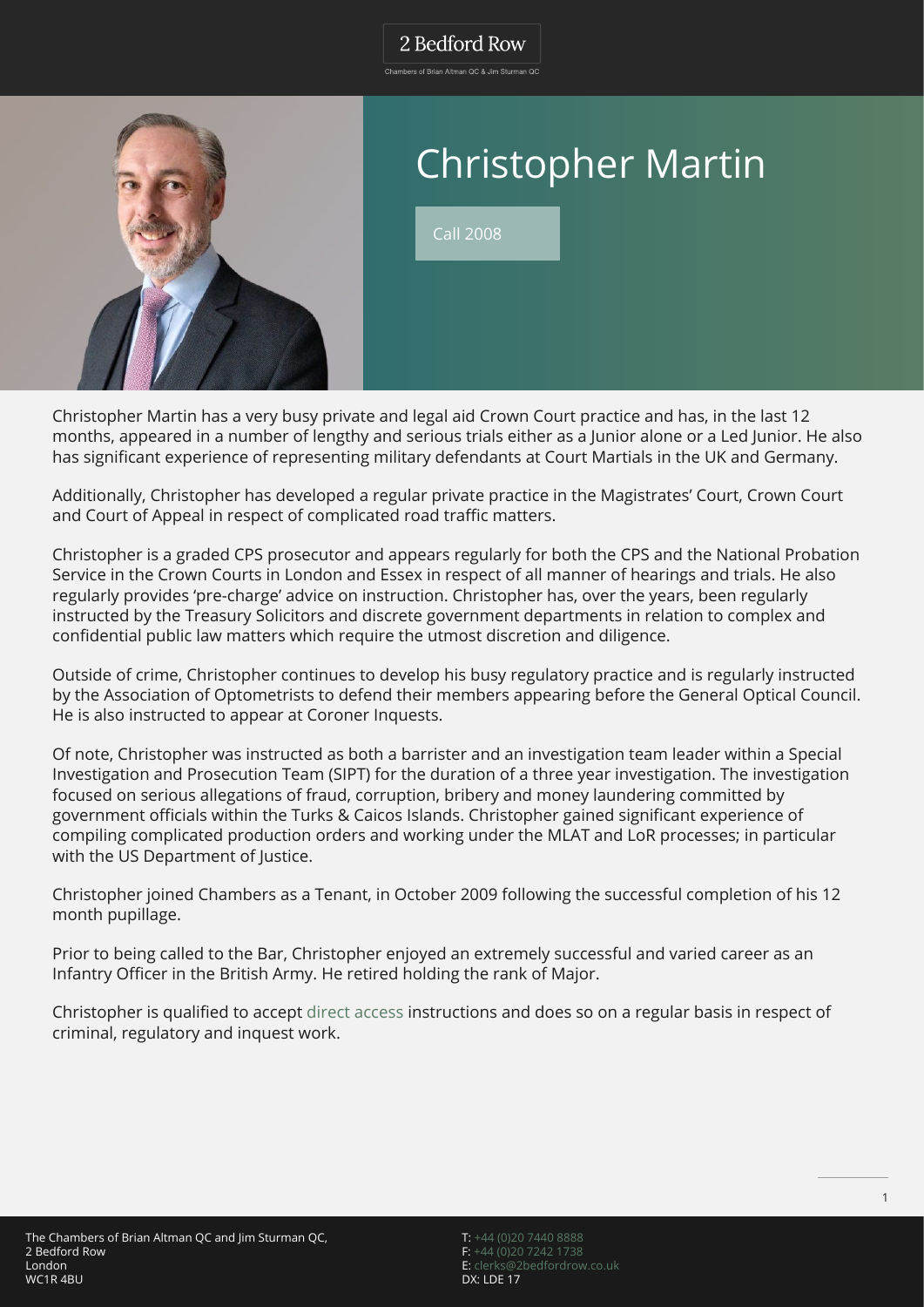# Christopher Martin

Call 2008

Christopher Martin has a very busy private and legal aid Crown Court practice and has, in the last 12 months, appeared in a number of lengthy and serious trials either as a Junior alone or a Led Junior. He also has significant experience of representing military defendants at Court Martials in the UK and Germany.

Additionally, Christopher has developed a regular private practice in the Magistrates' Court, Crown Court and Court of Appeal in respect of complicated road traffic matters.

Christopher is a graded CPS prosecutor and appears regularly for both the CPS and the National Probation Service in the Crown Courts in London and Essex in respect of all manner of hearings and trials. He also regularly provides 'pre-charge' advice on instruction. Christopher has, over the years, been regularly instructed by the Treasury Solicitors and discrete government departments in relation to complex and confidential public law matters which require the utmost discretion and diligence.

Outside of crime, Christopher continues to develop his busy regulatory practice and is regularly instructed by the Association of Optometrists to defend their members appearing before the General Optical Council. He is also instructed to appear at Coroner Inquests.

Of note, Christopher was instructed as both a barrister and an investigation team leader within a Special Investigation and Prosecution Team (SIPT) for the duration of a three year investigation. The investigation focused on serious allegations of fraud, corruption, bribery and money laundering committed by government officials within the Turks & Caicos Islands. Christopher gained significant experience of compiling complicated production orders and working under the MLAT and LoR processes; in particular with the US Department of Justice.

Christopher joined Chambers as a Tenant, in October 2009 following the successful completion of his 12 month pupillage.

Prior to being called to the Bar, Christopher enjoyed an extremely successful and varied career as an Infantry Officer in the British Army. He retired holding the rank of Major.

Christopher is qualified to accept direct access instructions and does so on a regular basis in respect of criminal, regulatory and inquest work.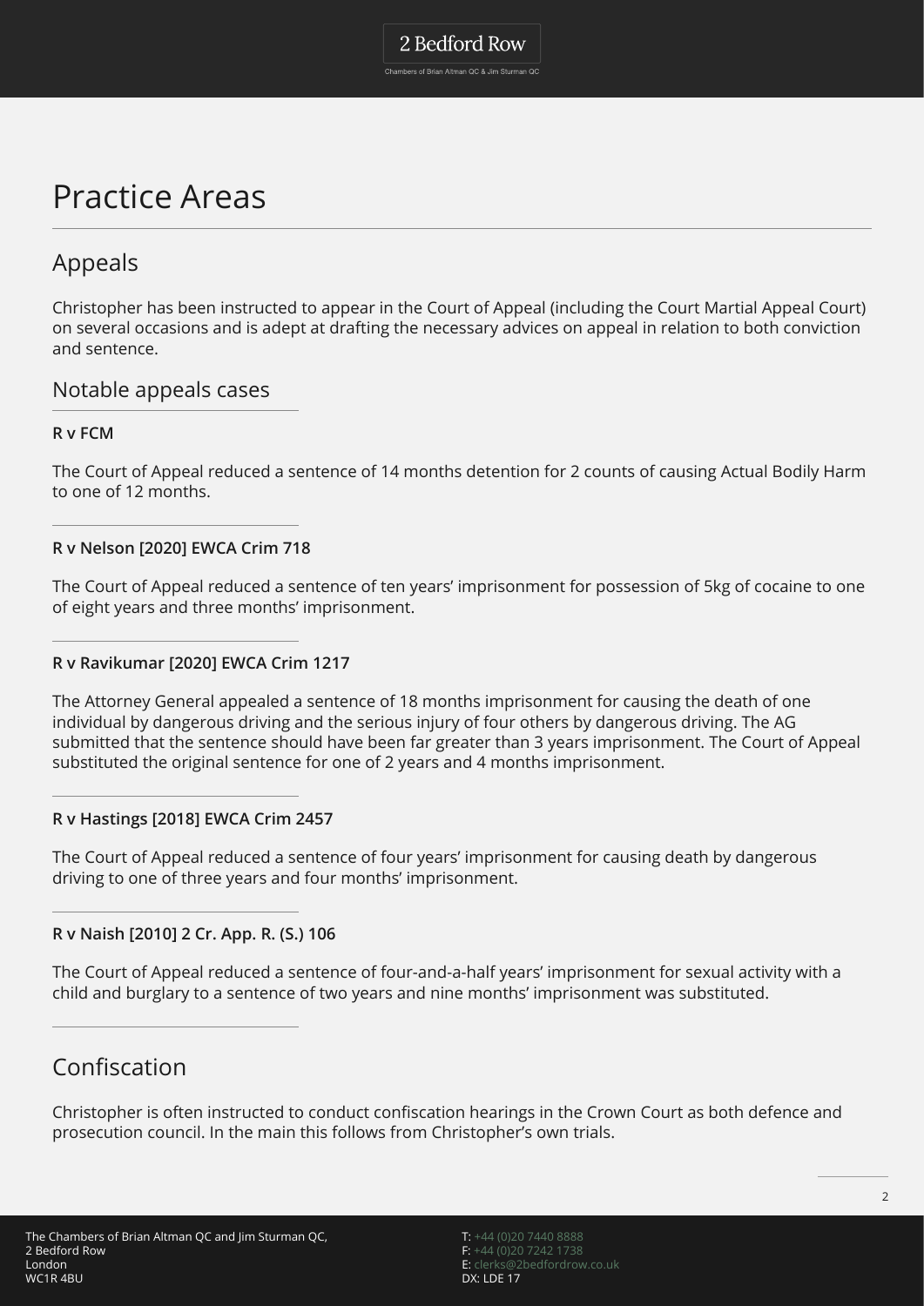# Practice Areas

## Appeals

Christopher has been instructed to appear in the Court of Appeal (including the Court Martial Appeal Court) on several occasions and is adept at drafting the necessary advices on appeal in relation to both conviction and sentence.

### Notable appeals cases

**R v FCM**

The Court of Appeal reduced a sentence of 14 months detention for 2 counts of causing Actual Bodily Harm to one of 12 months.

**R v Nelson [2020] EWCA Crim 718**

The Court of Appeal reduced a sentence of ten years' imprisonment for possession of 5kg of cocaine to one of eight years and three months' imprisonment.

**R v Ravikumar [2020] EWCA Crim 1217**

The Attorney General appealed a sentence of 18 months imprisonment for causing the death of one individual by dangerous driving and the serious injury of four others by dangerous driving. The AG submitted that the sentence should have been far greater than 3 years imprisonment. The Court of Appeal substituted the original sentence for one of 2 years and 4 months imprisonment.

**R v Hastings [2018] EWCA Crim 2457**

The Court of Appeal reduced a sentence of four years' imprisonment for causing death by dangerous driving to one of three years and four months' imprisonment.

**R v Naish [2010] 2 Cr. App. R. (S.) 106**

The Court of Appeal reduced a sentence of four-and-a-half years' imprisonment for sexual activity with a child and burglary to a sentence of two years and nine months' imprisonment was substituted.

## Confiscation

Christopher is often instructed to conduct confiscation hearings in the Crown Court as both defence and prosecution council. In the main this follows from Christopher's own trials.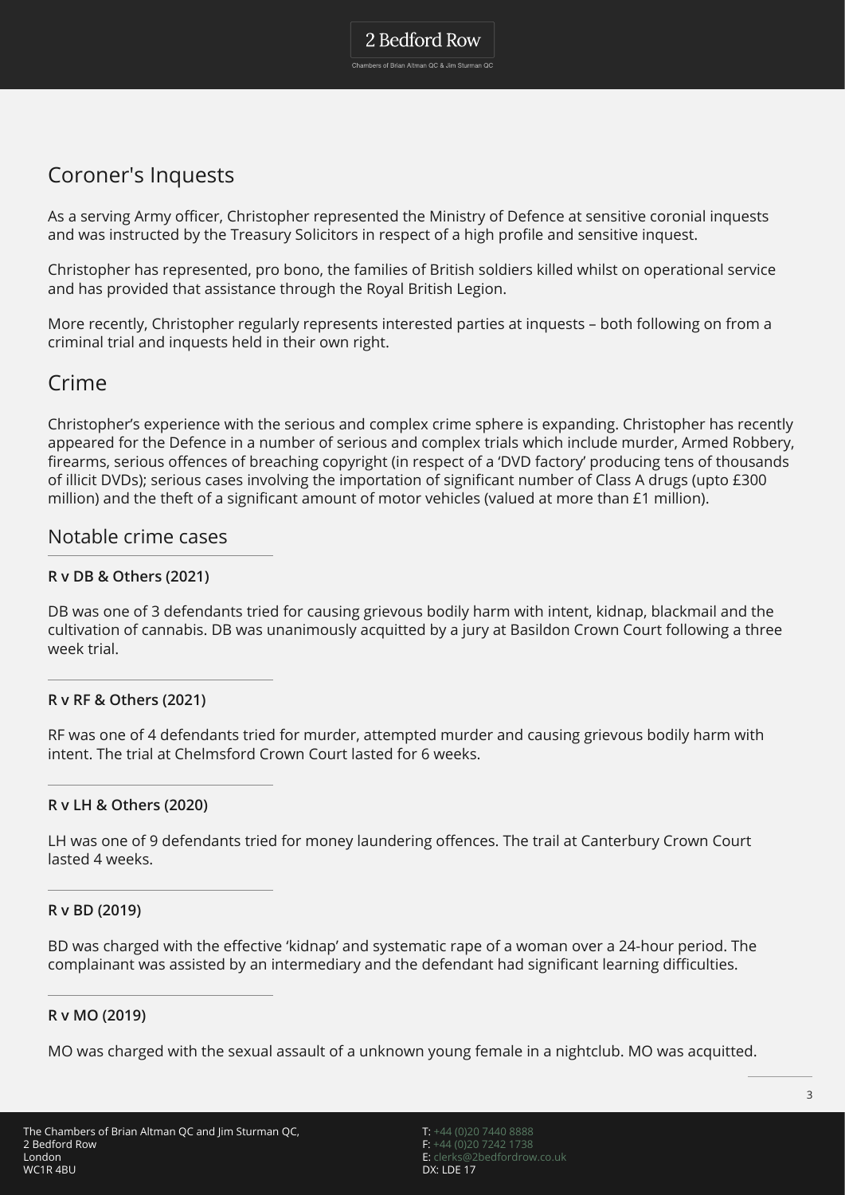## Coroner's Inquests

As a serving Army officer, Christopher represented the Ministry of Defence at sensitive coronial inquests and was instructed by the Treasury Solicitors in respect of a high profile and sensitive inquest.

Christopher has represented, pro bono, the families of British soldiers killed whilst on operational service and has provided that assistance through the Royal British Legion.

More recently, Christopher regularly represents interested parties at inquests – both following on from a criminal trial and inquests held in their own right.

## Crime

Christopher's experience with the serious and complex crime sphere is expanding. Christopher has recently appeared for the Defence in a number of serious and complex trials which include murder, Armed Robbery, firearms, serious offences of breaching copyright (in respect of a 'DVD factory' producing tens of thousands of illicit DVDs); serious cases involving the importation of significant number of Class A drugs (upto £300 million) and the theft of a significant amount of motor vehicles (valued at more than £1 million).

### Notable crime cases

**R v DB & Others (2021)**

DB was one of 3 defendants tried for causing grievous bodily harm with intent, kidnap, blackmail and the cultivation of cannabis. DB was unanimously acquitted by a jury at Basildon Crown Court following a three week trial.

**R v RF & Others (2021)**

RF was one of 4 defendants tried for murder, attempted murder and causing grievous bodily harm with intent. The trial at Chelmsford Crown Court lasted for 6 weeks.

**R v LH & Others (2020)**

LH was one of 9 defendants tried for money laundering offences. The trail at Canterbury Crown Court lasted 4 weeks.

**R v BD (2019)**

BD was charged with the effective 'kidnap' and systematic rape of a woman over a 24-hour period. The complainant was assisted by an intermediary and the defendant had significant learning difficulties.

**R v MO (2019)**

MO was charged with the sexual assault of a unknown young female in a nightclub. MO was acquitted.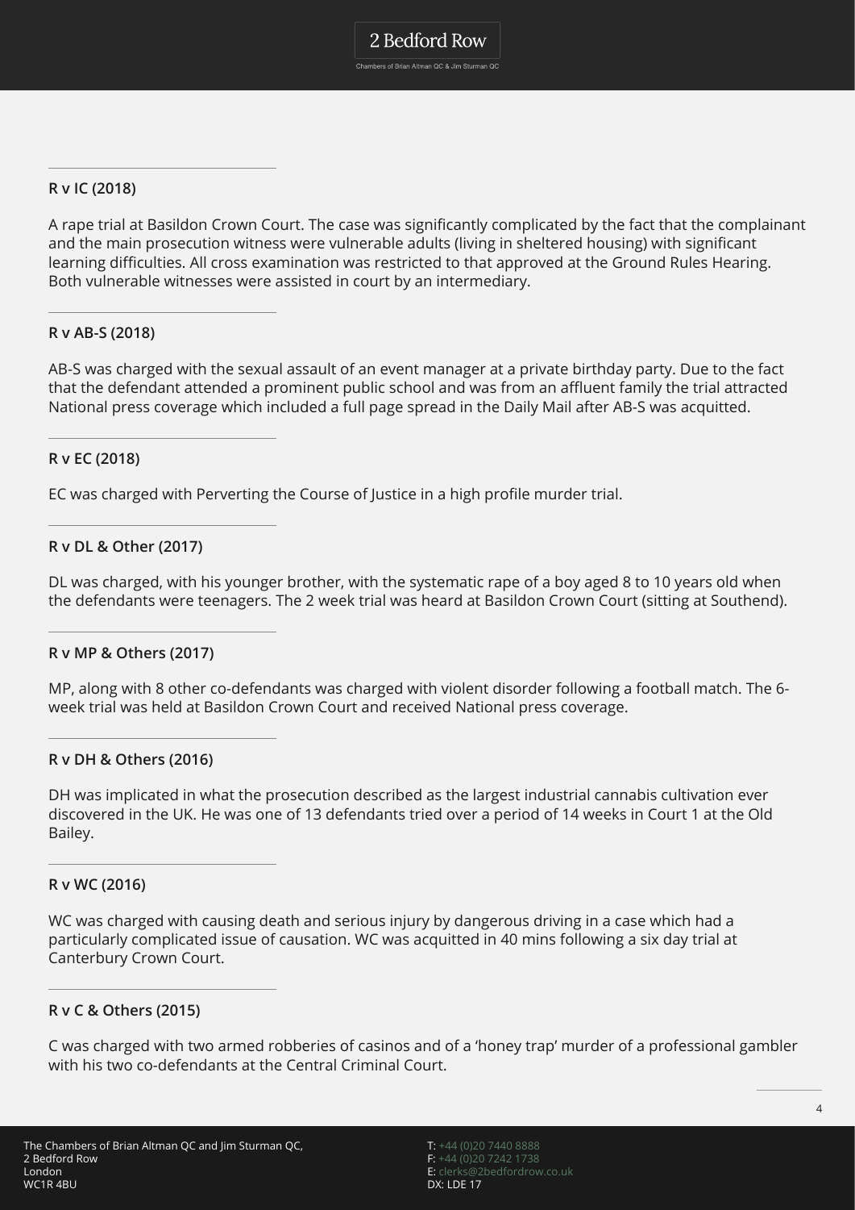### R v IC (2018)

A rape trial at Basildon Crown Court. The case was significantly complicated by the fact that the complainant and the main prosecution witness were vulnerable adults (living in sheltered housing) with significant learning difficulties. All cross examination was restricted to that approved at the Ground Rules Hearing. Both vulnerable witnesses were assisted in court by an intermediary.

### R v AB-S (2018)

AB-S was charged with the sexual assault of an event manager at a private birthday party. Due to the fact that the defendant attended a prominent public school and was from an affluent family the trial attracted National press coverage which included a full page spread in the Daily Mail after AB-S was acquitted.

### R v EC (2018)

EC was charged with Perverting the Course of Justice in a high profile murder trial.

### R v DL & Other (2017)

DL was charged, with his younger brother, with the systematic rape of a boy aged 8 to 10 years old when the defendants were teenagers. The 2 week trial was heard at Basildon Crown Court (sitting at Southend).

### R v MP & Others (2017)

MP, along with 8 other co-defendants was charged with violent disorder following a football match. The 6-week trial was held at Basildon Crown Court and received National press coverage.

### R v DH & Others (2016)

DH was implicated in what the prosecution described as the largest industrial cannabis cultivation ever discovered in the UK. He was one of 13 defendants tried over a period of 14 weeks in Court 1 at the Old Bailey.

### R v WC (2016)

WC was charged with causing death and serious injury by dangerous driving in a case which had a particularly complicated issue of causation. WC was acquitted in 40 mins following a six day trial at Canterbury Crown Court.

### R v C & Others (2015)

C was charged with two armed robberies of casinos and of a 'honey trap' murder of a professional gambler with his two co-defendants at the Central Criminal Court.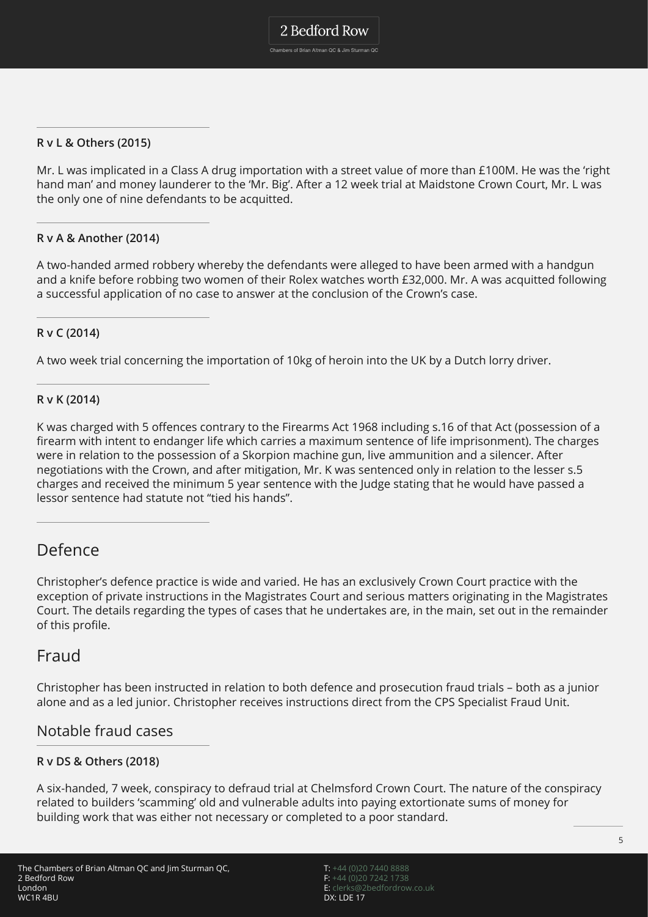**R v L & Others (2015)**

Mr. L was implicated in a Class A drug importation with a street value of more than £100M. He was the 'right hand man' and money launderer to the 'Mr. Big'. After a 12 week trial at Maidstone Crown Court, Mr. L was the only one of nine defendants to be acquitted.

**R v A & Another (2014)**

A two-handed armed robbery whereby the defendants were alleged to have been armed with a handgun and a knife before robbing two women of their Rolex watches worth £32,000. Mr. A was acquitted following a successful application of no case to answer at the conclusion of the Crown's case.

**R v C (2014)**

A two week trial concerning the importation of 10kg of heroin into the UK by a Dutch lorry driver.

**R v K (2014)**

K was charged with 5 offences contrary to the Firearms Act 1968 including s.16 of that Act (possession of a firearm with intent to endanger life which carries a maximum sentence of life imprisonment). The charges were in relation to the possession of a Skorpion machine gun, live ammunition and a silencer. After negotiations with the Crown, and after mitigation, Mr. K was sentenced only in relation to the lesser s.5 charges and received the minimum 5 year sentence with the Judge stating that he would have passed a lessor sentence had statute not "tied his hands".

## Defence

Christopher's defence practice is wide and varied. He has an exclusively Crown Court practice with the exception of private instructions in the Magistrates Court and serious matters originating in the Magistrates Court. The details regarding the types of cases that he undertakes are, in the main, set out in the remainder of this profile.

## Fraud

Christopher has been instructed in relation to both defence and prosecution fraud trials – both as a junior alone and as a led junior. Christopher receives instructions direct from the CPS Specialist Fraud Unit.

### Notable fraud cases

**R v DS & Others (2018)**

A six-handed, 7 week, conspiracy to defraud trial at Chelmsford Crown Court. The nature of the conspiracy related to builders 'scamming' old and vulnerable adults into paying extortionate sums of money for building work that was either not necessary or completed to a poor standard.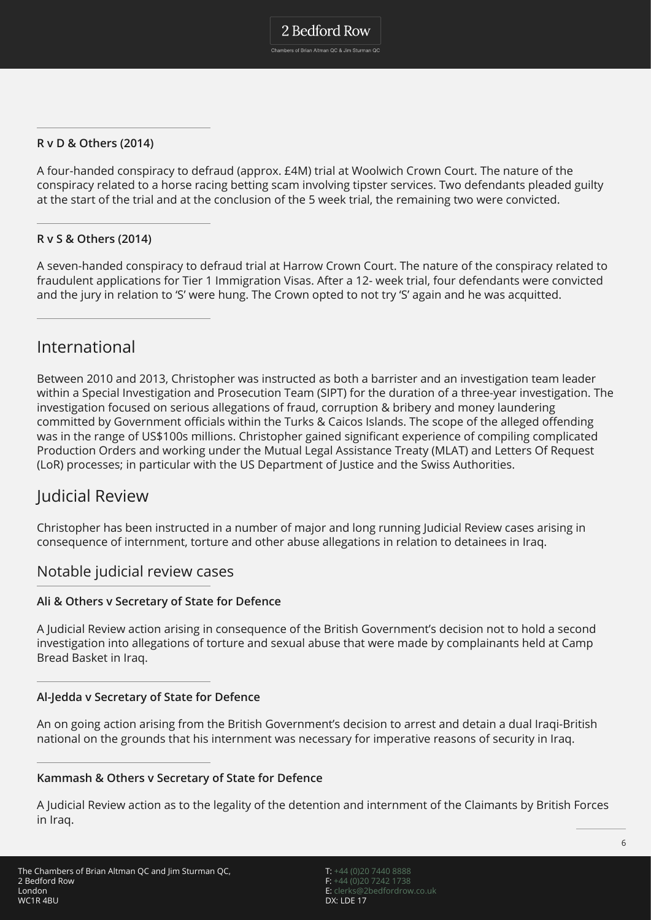### R v D & Others (2014)

A four-handed conspiracy to defraud (approx. £4M) trial at Woolwich Crown Court. The nature of the conspiracy related to a horse racing betting scam involving tipster services. Two defendants pleaded guilty at the start of the trial and at the conclusion of the 5 week trial, the remaining two were convicted.

### R v S & Others (2014)

A seven-handed conspiracy to defraud trial at Harrow Crown Court. The nature of the conspiracy related to fraudulent applications for Tier 1 Immigration Visas. After a 12- week trial, four defendants were convicted and the jury in relation to 'S' were hung. The Crown opted to not try 'S' again and he was acquitted.

## International

Between 2010 and 2013, Christopher was instructed as both a barrister and an investigation team leader within a Special Investigation and Prosecution Team (SIPT) for the duration of a three-year investigation. The investigation focused on serious allegations of fraud, corruption & bribery and money laundering committed by Government officials within the Turks & Caicos Islands. The scope of the alleged offending was in the range of US$100s millions. Christopher gained significant experience of compiling complicated Production Orders and working under the Mutual Legal Assistance Treaty (MLAT) and Letters Of Request (LoR) processes; in particular with the US Department of Justice and the Swiss Authorities.

## Judicial Review

Christopher has been instructed in a number of major and long running Judicial Review cases arising in consequence of internment, torture and other abuse allegations in relation to detainees in Iraq.

## Notable judicial review cases

### Ali & Others v Secretary of State for Defence

A Judicial Review action arising in consequence of the British Government's decision not to hold a second investigation into allegations of torture and sexual abuse that were made by complainants held at Camp Bread Basket in Iraq.

### Al-Jedda v Secretary of State for Defence

An on going action arising from the British Government's decision to arrest and detain a dual Iraqi-British national on the grounds that his internment was necessary for imperative reasons of security in Iraq.

### Kammash & Others v Secretary of State for Defence

A Judicial Review action as to the legality of the detention and internment of the Claimants by British Forces in Iraq.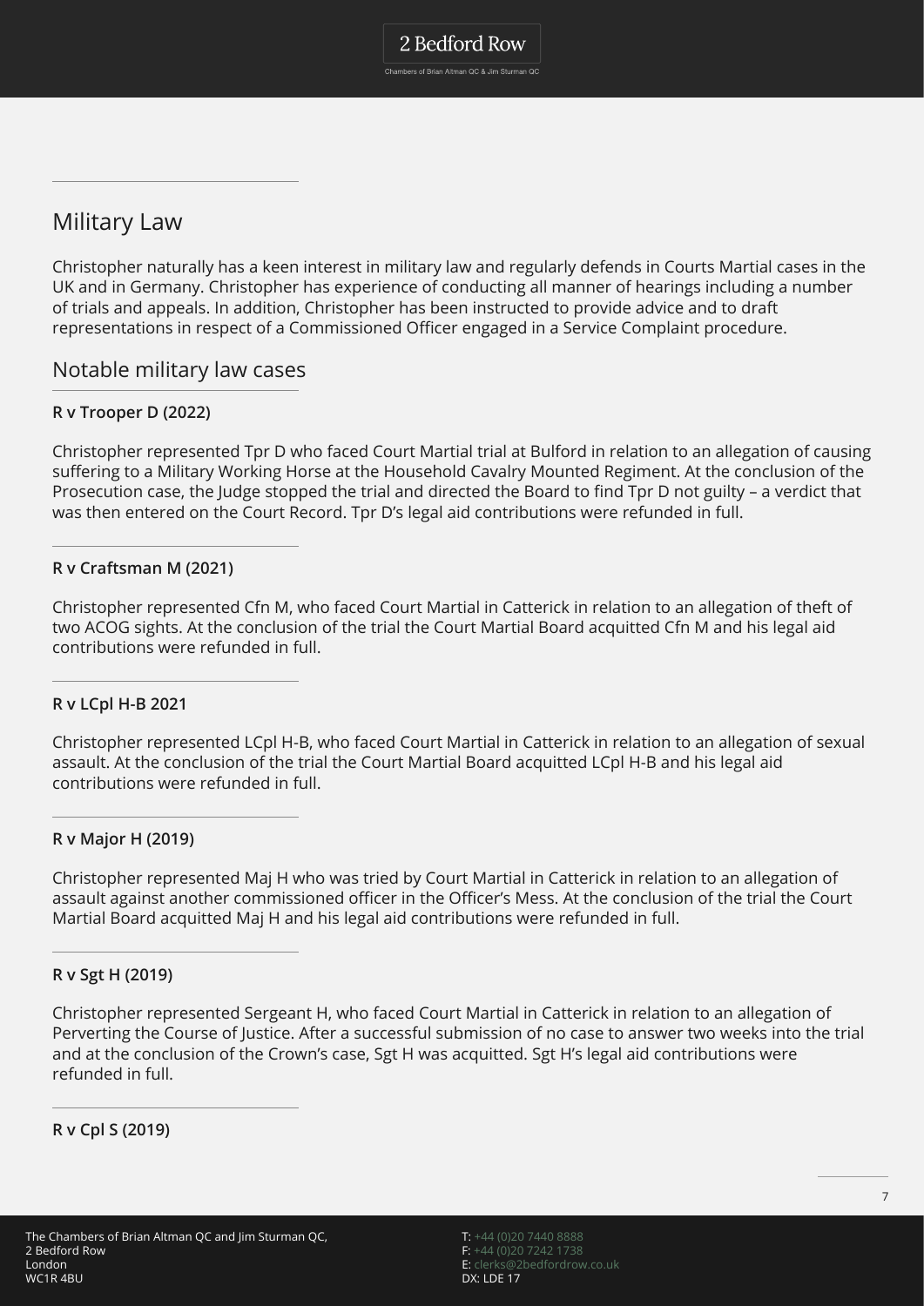## Military Law

Christopher naturally has a keen interest in military law and regularly defends in Courts Martial cases in the UK and in Germany. Christopher has experience of conducting all manner of hearings including a number of trials and appeals. In addition, Christopher has been instructed to provide advice and to draft representations in respect of a Commissioned Officer engaged in a Service Complaint procedure.

## Notable military law cases

**R v Trooper D (2022)**

Christopher represented Tpr D who faced Court Martial trial at Bulford in relation to an allegation of causing suffering to a Military Working Horse at the Household Cavalry Mounted Regiment. At the conclusion of the Prosecution case, the Judge stopped the trial and directed the Board to find Tpr D not guilty – a verdict that was then entered on the Court Record. Tpr D's legal aid contributions were refunded in full.

**R v Craftsman M (2021)**

Christopher represented Cfn M, who faced Court Martial in Catterick in relation to an allegation of theft of two ACOG sights. At the conclusion of the trial the Court Martial Board acquitted Cfn M and his legal aid contributions were refunded in full.

**R v LCpl H-B 2021**

Christopher represented LCpl H-B, who faced Court Martial in Catterick in relation to an allegation of sexual assault. At the conclusion of the trial the Court Martial Board acquitted LCpl H-B and his legal aid contributions were refunded in full.

**R v Major H (2019)**

Christopher represented Maj H who was tried by Court Martial in Catterick in relation to an allegation of assault against another commissioned officer in the Officer's Mess. At the conclusion of the trial the Court Martial Board acquitted Maj H and his legal aid contributions were refunded in full.

**R v Sgt H (2019)**

Christopher represented Sergeant H, who faced Court Martial in Catterick in relation to an allegation of Perverting the Course of Justice. After a successful submission of no case to answer two weeks into the trial and at the conclusion of the Crown's case, Sgt H was acquitted. Sgt H's legal aid contributions were refunded in full.

**R v Cpl S (2019)**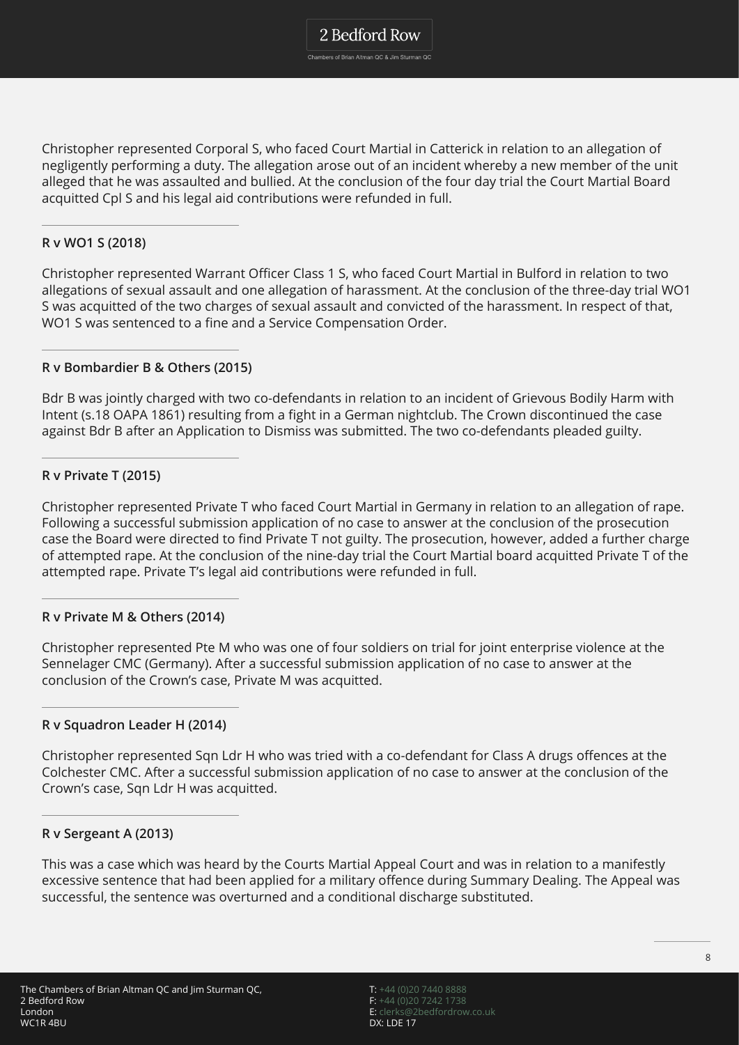Christopher represented Corporal S, who faced Court Martial in Catterick in relation to an allegation of negligently performing a duty. The allegation arose out of an incident whereby a new member of the unit alleged that he was assaulted and bullied. At the conclusion of the four day trial the Court Martial Board acquitted Cpl S and his legal aid contributions were refunded in full.

---

**R v WO1 S (2018)**

Christopher represented Warrant Officer Class 1 S, who faced Court Martial in Bulford in relation to two allegations of sexual assault and one allegation of harassment. At the conclusion of the three-day trial WO1 S was acquitted of the two charges of sexual assault and convicted of the harassment. In respect of that, WO1 S was sentenced to a fine and a Service Compensation Order.

---

**R v Bombardier B & Others (2015)**

Bdr B was jointly charged with two co-defendants in relation to an incident of Grievous Bodily Harm with Intent (s.18 OAPA 1861) resulting from a fight in a German nightclub. The Crown discontinued the case against Bdr B after an Application to Dismiss was submitted. The two co-defendants pleaded guilty.

---

**R v Private T (2015)**

Christopher represented Private T who faced Court Martial in Germany in relation to an allegation of rape. Following a successful submission application of no case to answer at the conclusion of the prosecution case the Board were directed to find Private T not guilty. The prosecution, however, added a further charge of attempted rape. At the conclusion of the nine-day trial the Court Martial board acquitted Private T of the attempted rape. Private T's legal aid contributions were refunded in full.

---

**R v Private M & Others (2014)**

Christopher represented Pte M who was one of four soldiers on trial for joint enterprise violence at the Sennelager CMC (Germany). After a successful submission application of no case to answer at the conclusion of the Crown's case, Private M was acquitted.

---

**R v Squadron Leader H (2014)**

Christopher represented Sqn Ldr H who was tried with a co-defendant for Class A drugs offences at the Colchester CMC. After a successful submission application of no case to answer at the conclusion of the Crown's case, Sqn Ldr H was acquitted.

---

**R v Sergeant A (2013)**

This was a case which was heard by the Courts Martial Appeal Court and was in relation to a manifestly excessive sentence that had been applied for a military offence during Summary Dealing. The Appeal was successful, the sentence was overturned and a conditional discharge substituted.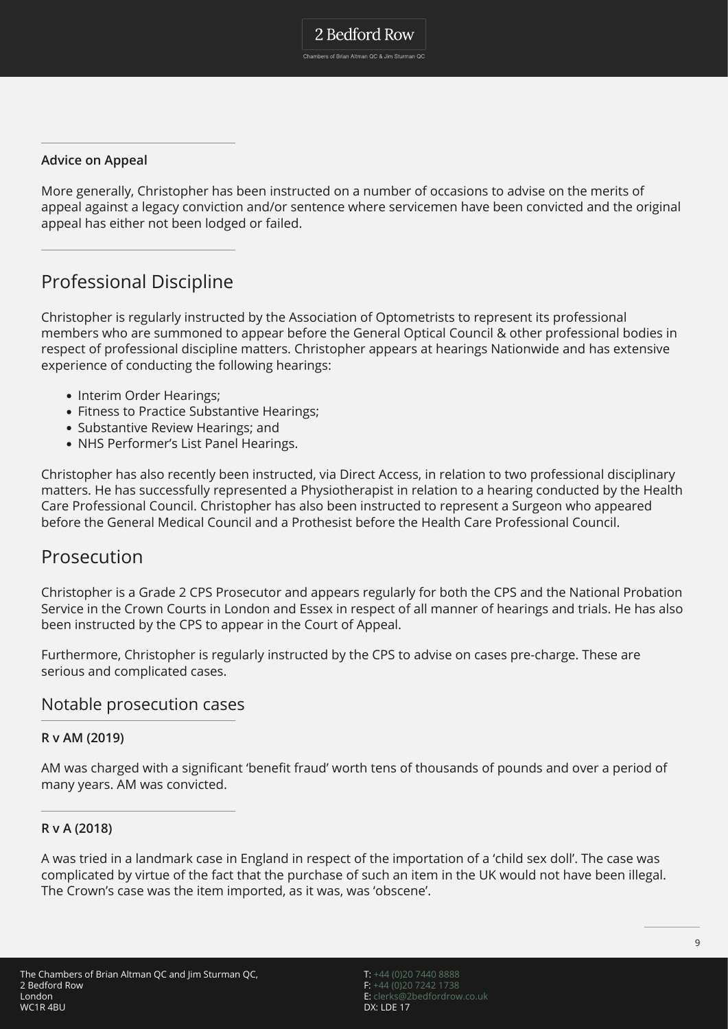**Advice on Appeal**

More generally, Christopher has been instructed on a number of occasions to advise on the merits of appeal against a legacy conviction and/or sentence where servicemen have been convicted and the original appeal has either not been lodged or failed.

## Professional Discipline

Christopher is regularly instructed by the Association of Optometrists to represent its professional members who are summoned to appear before the General Optical Council & other professional bodies in respect of professional discipline matters. Christopher appears at hearings Nationwide and has extensive experience of conducting the following hearings:

- Interim Order Hearings;
- Fitness to Practice Substantive Hearings;
- Substantive Review Hearings; and
- NHS Performer's List Panel Hearings.

Christopher has also recently been instructed, via Direct Access, in relation to two professional disciplinary matters. He has successfully represented a Physiotherapist in relation to a hearing conducted by the Health Care Professional Council. Christopher has also been instructed to represent a Surgeon who appeared before the General Medical Council and a Prothesist before the Health Care Professional Council.

## Prosecution

Christopher is a Grade 2 CPS Prosecutor and appears regularly for both the CPS and the National Probation Service in the Crown Courts in London and Essex in respect of all manner of hearings and trials. He has also been instructed by the CPS to appear in the Court of Appeal.

Furthermore, Christopher is regularly instructed by the CPS to advise on cases pre-charge. These are serious and complicated cases.

### Notable prosecution cases

**R v AM (2019)**

AM was charged with a significant 'benefit fraud' worth tens of thousands of pounds and over a period of many years. AM was convicted.

**R v A (2018)**

A was tried in a landmark case in England in respect of the importation of a 'child sex doll'. The case was complicated by virtue of the fact that the purchase of such an item in the UK would not have been illegal. The Crown's case was the item imported, as it was, was 'obscene'.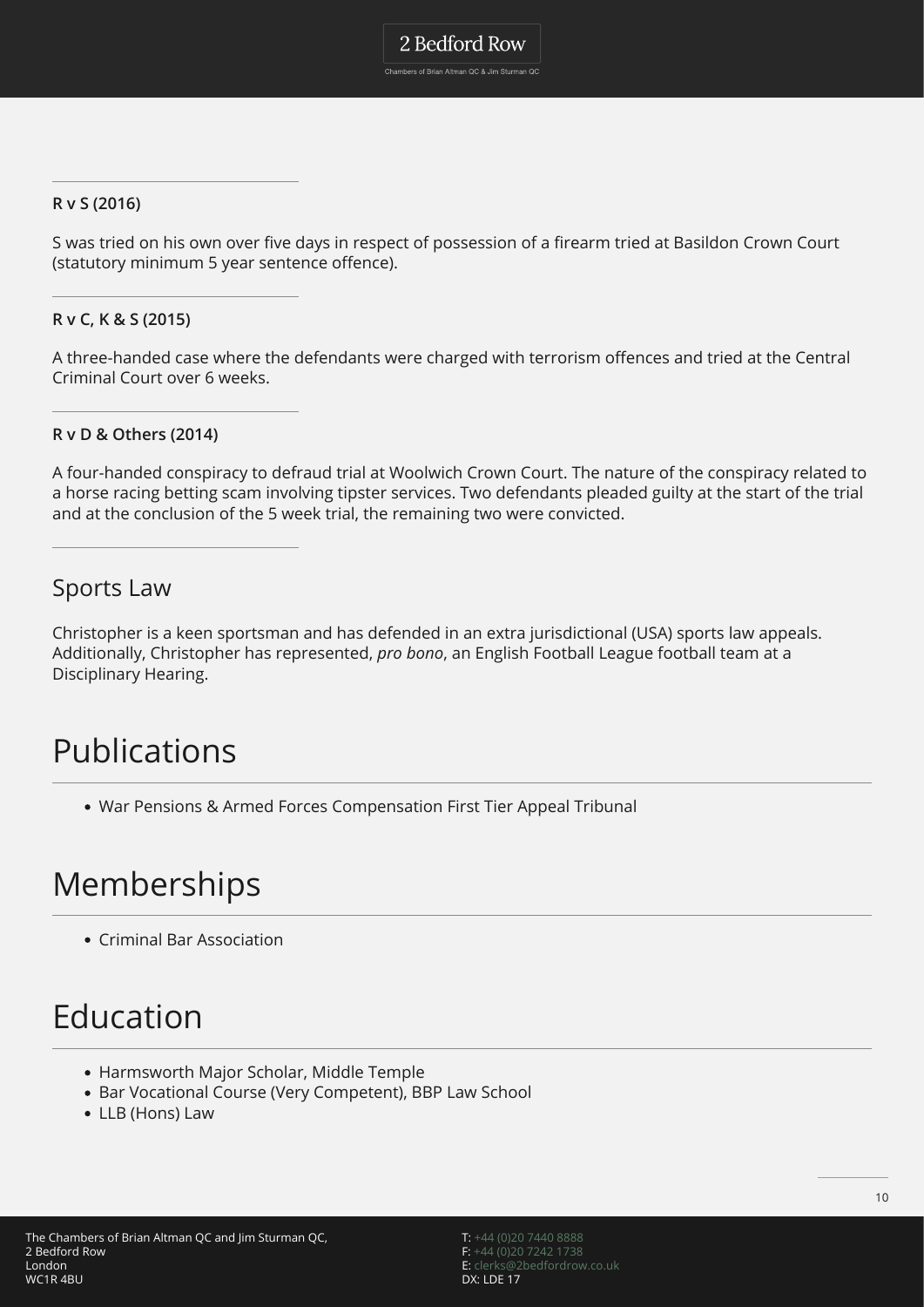**R v S (2016)**

S was tried on his own over five days in respect of possession of a firearm tried at Basildon Crown Court (statutory minimum 5 year sentence offence).

**R v C, K & S (2015)**

A three-handed case where the defendants were charged with terrorism offences and tried at the Central Criminal Court over 6 weeks.

**R v D & Others (2014)**

A four-handed conspiracy to defraud trial at Woolwich Crown Court. The nature of the conspiracy related to a horse racing betting scam involving tipster services. Two defendants pleaded guilty at the start of the trial and at the conclusion of the 5 week trial, the remaining two were convicted.

### Sports Law

Christopher is a keen sportsman and has defended in an extra jurisdictional (USA) sports law appeals. Additionally, Christopher has represented, *pro bono*, an English Football League football team at a Disciplinary Hearing.

## Publications

- War Pensions & Armed Forces Compensation First Tier Appeal Tribunal

## Memberships

- Criminal Bar Association

## Education

- Harmsworth Major Scholar, Middle Temple
- Bar Vocational Course (Very Competent), BBP Law School
- LLB (Hons) Law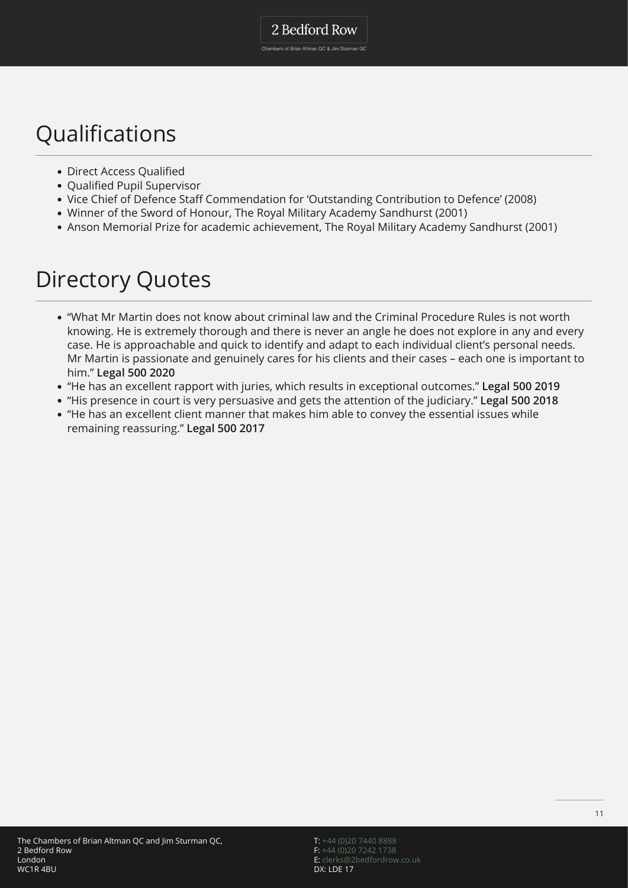# Qualifications

- Direct Access Qualified
- Qualified Pupil Supervisor
- Vice Chief of Defence Staff Commendation for 'Outstanding Contribution to Defence' (2008)
- Winner of the Sword of Honour, The Royal Military Academy Sandhurst (2001)
- Anson Memorial Prize for academic achievement, The Royal Military Academy Sandhurst (2001)

# Directory Quotes

- "What Mr Martin does not know about criminal law and the Criminal Procedure Rules is not worth knowing. He is extremely thorough and there is never an angle he does not explore in any and every case. He is approachable and quick to identify and adapt to each individual client's personal needs. Mr Martin is passionate and genuinely cares for his clients and their cases – each one is important to him." **Legal 500 2020**
- "He has an excellent rapport with juries, which results in exceptional outcomes." **Legal 500 2019**
- "His presence in court is very persuasive and gets the attention of the judiciary." **Legal 500 2018**
- "He has an excellent client manner that makes him able to convey the essential issues while remaining reassuring." **Legal 500 2017**